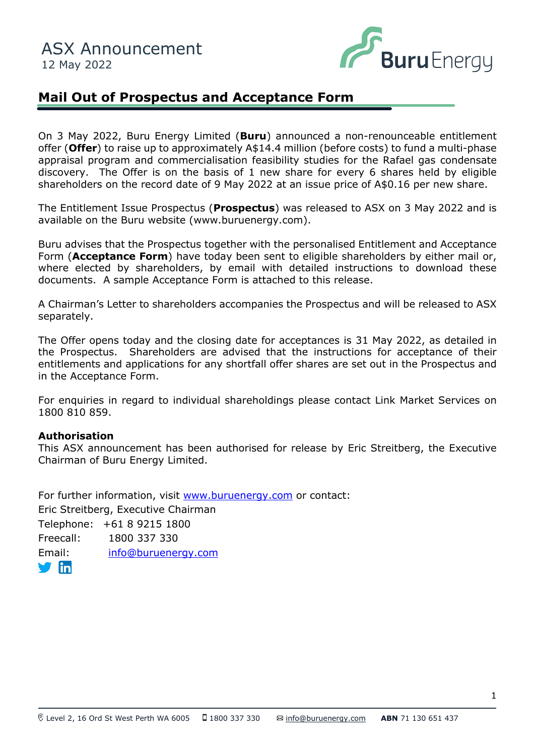ASX Announcement
12 May 2022

# Mail Out of Prospectus and Acceptance Form

On 3 May 2022, Buru Energy Limited (**Buru**) announced a non-renounceable entitlement offer (**Offer**) to raise up to approximately A$14.4 million (before costs) to fund a multi-phase appraisal program and commercialisation feasibility studies for the Rafael gas condensate discovery. The Offer is on the basis of 1 new share for every 6 shares held by eligible shareholders on the record date of 9 May 2022 at an issue price of A$0.16 per new share.

The Entitlement Issue Prospectus (**Prospectus**) was released to ASX on 3 May 2022 and is available on the Buru website (www.buruenergy.com).

Buru advises that the Prospectus together with the personalised Entitlement and Acceptance Form (**Acceptance Form**) have today been sent to eligible shareholders by either mail or, where elected by shareholders, by email with detailed instructions to download these documents. A sample Acceptance Form is attached to this release.

A Chairman's Letter to shareholders accompanies the Prospectus and will be released to ASX separately.

The Offer opens today and the closing date for acceptances is 31 May 2022, as detailed in the Prospectus. Shareholders are advised that the instructions for acceptance of their entitlements and applications for any shortfall offer shares are set out in the Prospectus and in the Acceptance Form.

For enquiries in regard to individual shareholdings please contact Link Market Services on 1800 810 859.

**Authorisation**
This ASX announcement has been authorised for release by Eric Streitberg, the Executive Chairman of Buru Energy Limited.

For further information, visit www.buruenergy.com or contact:
Eric Streitberg, Executive Chairman
Telephone: +61 8 9215 1800
Freecall: 1800 337 330
Email: info@buruenergy.com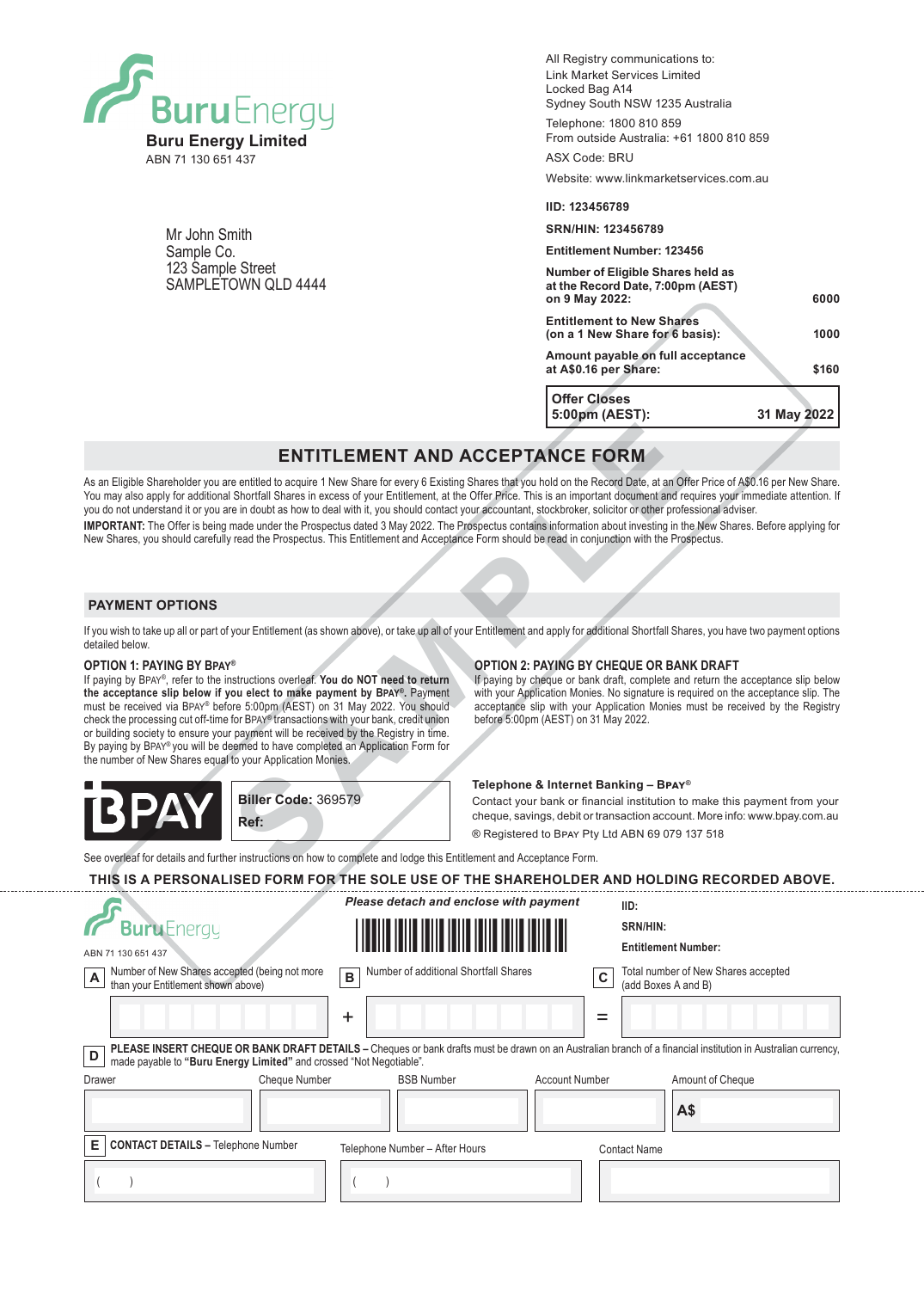**Buru Energy Limited**
ABN 71 130 651 437

Mr John Smith
Sample Co.
123 Sample Street
SAMPLETOWN QLD 4444

All Registry communications to:
Link Market Services Limited
Locked Bag A14
Sydney South NSW 1235 Australia

Telephone: 1800 810 859
From outside Australia: +61 1800 810 859

ASX Code: BRU

Website: www.linkmarketservices.com.au

**IID: 123456789**

**SRN/HIN: 123456789**

**Entitlement Number: 123456**

| | |
|---|---|
| **Number of Eligible Shares held as at the Record Date, 7:00pm (AEST) on 9 May 2022:** | **6000** |
| **Entitlement to New Shares (on a 1 New Share for 6 basis):** | **1000** |
| **Amount payable on full acceptance at A$0.16 per Share:** | **$160** |
| **Offer Closes 5:00pm (AEST):** | **31 May 2022** |

## ENTITLEMENT AND ACCEPTANCE FORM

As an Eligible Shareholder you are entitled to acquire 1 New Share for every 6 Existing Shares that you hold on the Record Date, at an Offer Price of A$0.16 per New Share. You may also apply for additional Shortfall Shares in excess of your Entitlement, at the Offer Price. This is an important document and requires your immediate attention. If you do not understand it or you are in doubt as how to deal with it, you should contact your accountant, stockbroker, solicitor or other professional adviser.

**IMPORTANT:** The Offer is being made under the Prospectus dated 3 May 2022. The Prospectus contains information about investing in the New Shares. Before applying for New Shares, you should carefully read the Prospectus. This Entitlement and Acceptance Form should be read in conjunction with the Prospectus.

### PAYMENT OPTIONS

If you wish to take up all or part of your Entitlement (as shown above), or take up all of your Entitlement and apply for additional Shortfall Shares, you have two payment options detailed below.

#### OPTION 1: PAYING BY BPAY®

If paying by BPAY®, refer to the instructions overleaf. **You do NOT need to return the acceptance slip below if you elect to make payment by BPAY®.** Payment must be received via BPAY® before 5:00pm (AEST) on 31 May 2022. You should check the processing cut off-time for BPAY® transactions with your bank, credit union or building society to ensure your payment will be received by the Registry in time. By paying by BPAY® you will be deemed to have completed an Application Form for the number of New Shares equal to your Application Monies.

BPAY

**Biller Code:** 369579

**Ref:**

#### OPTION 2: PAYING BY CHEQUE OR BANK DRAFT

If paying by cheque or bank draft, complete and return the acceptance slip below with your Application Monies. No signature is required on the acceptance slip. The acceptance slip with your Application Monies must be received by the Registry before 5:00pm (AEST) on 31 May 2022.

**Telephone & Internet Banking – BPAY®**

Contact your bank or financial institution to make this payment from your cheque, savings, debit or transaction account. More info: www.bpay.com.au

® Registered to BPAY Pty Ltd ABN 69 079 137 518

See overleaf for details and further instructions on how to complete and lodge this Entitlement and Acceptance Form.

**THIS IS A PERSONALISED FORM FOR THE SOLE USE OF THE SHAREHOLDER AND HOLDING RECORDED ABOVE.**

---

Buru Energy
ABN 71 130 651 437

***Please detach and enclose with payment***

**IID:**

**SRN/HIN:**

**Entitlement Number:**

| **A** Number of New Shares accepted (being not more than your Entitlement shown above) | | **B** Number of additional Shortfall Shares | | **C** Total number of New Shares accepted (add Boxes A and B) |
|---|---|---|---|---|
| | + | | = | |

**D** **PLEASE INSERT CHEQUE OR BANK DRAFT DETAILS** – Cheques or bank drafts must be drawn on an Australian branch of a financial institution in Australian currency, made payable to **"Buru Energy Limited"** and crossed "Not Negotiable".

| Drawer | Cheque Number | BSB Number | Account Number | Amount of Cheque |
|---|---|---|---|---|
| | | | | A$ |

| **E** **CONTACT DETAILS** – Telephone Number | Telephone Number – After Hours | Contact Name |
|---|---|---|
| (      ) | (      ) | |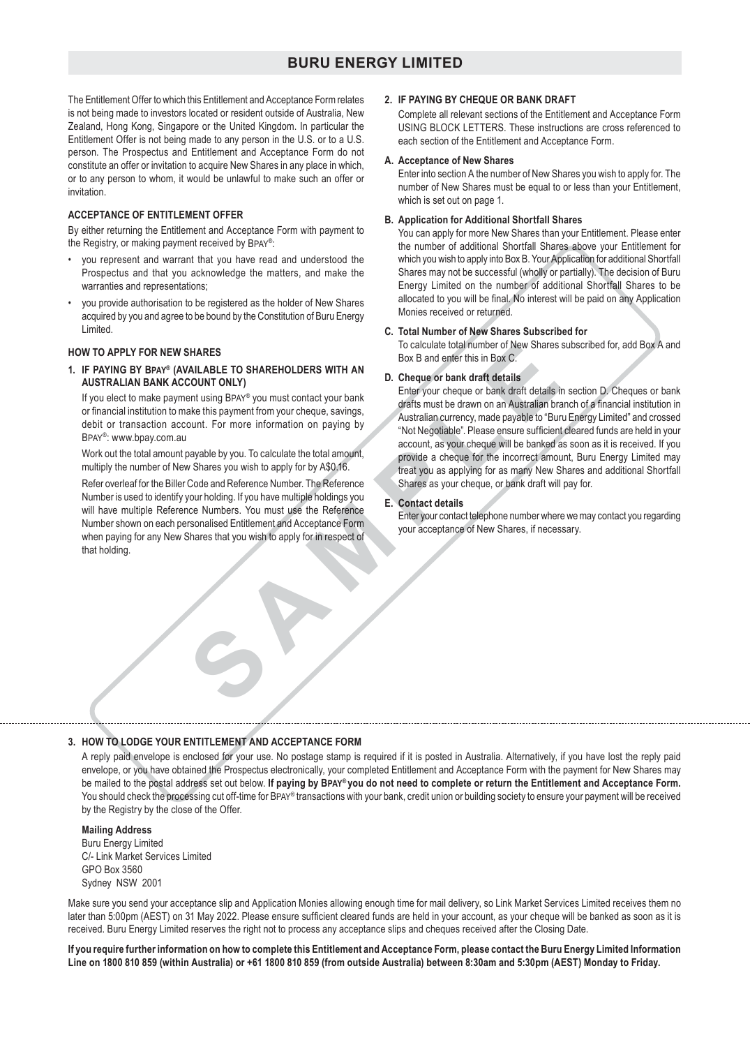# BURU ENERGY LIMITED

The Entitlement Offer to which this Entitlement and Acceptance Form relates is not being made to investors located or resident outside of Australia, New Zealand, Hong Kong, Singapore or the United Kingdom. In particular the Entitlement Offer is not being made to any person in the U.S. or to a U.S. person. The Prospectus and Entitlement and Acceptance Form do not constitute an offer or invitation to acquire New Shares in any place in which, or to any person to whom, it would be unlawful to make such an offer or invitation.

### ACCEPTANCE OF ENTITLEMENT OFFER

By either returning the Entitlement and Acceptance Form with payment to the Registry, or making payment received by BPAY®:

- you represent and warrant that you have read and understood the Prospectus and that you acknowledge the matters, and make the warranties and representations;
- you provide authorisation to be registered as the holder of New Shares acquired by you and agree to be bound by the Constitution of Buru Energy Limited.

### HOW TO APPLY FOR NEW SHARES

**1. IF PAYING BY BPAY® (AVAILABLE TO SHAREHOLDERS WITH AN AUSTRALIAN BANK ACCOUNT ONLY)**

If you elect to make payment using BPAY® you must contact your bank or financial institution to make this payment from your cheque, savings, debit or transaction account. For more information on paying by BPAY®: www.bpay.com.au

Work out the total amount payable by you. To calculate the total amount, multiply the number of New Shares you wish to apply for by A$0.16.

Refer overleaf for the Biller Code and Reference Number. The Reference Number is used to identify your holding. If you have multiple holdings you will have multiple Reference Numbers. You must use the Reference Number shown on each personalised Entitlement and Acceptance Form when paying for any New Shares that you wish to apply for in respect of that holding.

**2. IF PAYING BY CHEQUE OR BANK DRAFT**

Complete all relevant sections of the Entitlement and Acceptance Form USING BLOCK LETTERS. These instructions are cross referenced to each section of the Entitlement and Acceptance Form.

**A. Acceptance of New Shares**

Enter into section A the number of New Shares you wish to apply for. The number of New Shares must be equal to or less than your Entitlement, which is set out on page 1.

**B. Application for Additional Shortfall Shares**

You can apply for more New Shares than your Entitlement. Please enter the number of additional Shortfall Shares above your Entitlement for which you wish to apply into Box B. Your Application for additional Shortfall Shares may not be successful (wholly or partially). The decision of Buru Energy Limited on the number of additional Shortfall Shares to be allocated to you will be final. No interest will be paid on any Application Monies received or returned.

**C. Total Number of New Shares Subscribed for**

To calculate total number of New Shares subscribed for, add Box A and Box B and enter this in Box C.

**D. Cheque or bank draft details**

Enter your cheque or bank draft details in section D. Cheques or bank drafts must be drawn on an Australian branch of a financial institution in Australian currency, made payable to "Buru Energy Limited" and crossed "Not Negotiable". Please ensure sufficient cleared funds are held in your account, as your cheque will be banked as soon as it is received. If you provide a cheque for the incorrect amount, Buru Energy Limited may treat you as applying for as many New Shares and additional Shortfall Shares as your cheque, or bank draft will pay for.

**E. Contact details**

Enter your contact telephone number where we may contact you regarding your acceptance of New Shares, if necessary.

**3. HOW TO LODGE YOUR ENTITLEMENT AND ACCEPTANCE FORM**

A reply paid envelope is enclosed for your use. No postage stamp is required if it is posted in Australia. Alternatively, if you have lost the reply paid envelope, or you have obtained the Prospectus electronically, your completed Entitlement and Acceptance Form with the payment for New Shares may be mailed to the postal address set out below. **If paying by BPAY® you do not need to complete or return the Entitlement and Acceptance Form.** You should check the processing cut off-time for BPAY® transactions with your bank, credit union or building society to ensure your payment will be received by the Registry by the close of the Offer.

**Mailing Address**
Buru Energy Limited
C/- Link Market Services Limited
GPO Box 3560
Sydney NSW 2001

Make sure you send your acceptance slip and Application Monies allowing enough time for mail delivery, so Link Market Services Limited receives them no later than 5:00pm (AEST) on 31 May 2022. Please ensure sufficient cleared funds are held in your account, as your cheque will be banked as soon as it is received. Buru Energy Limited reserves the right not to process any acceptance slips and cheques received after the Closing Date.

**If you require further information on how to complete this Entitlement and Acceptance Form, please contact the Buru Energy Limited Information Line on 1800 810 859 (within Australia) or +61 1800 810 859 (from outside Australia) between 8:30am and 5:30pm (AEST) Monday to Friday.**